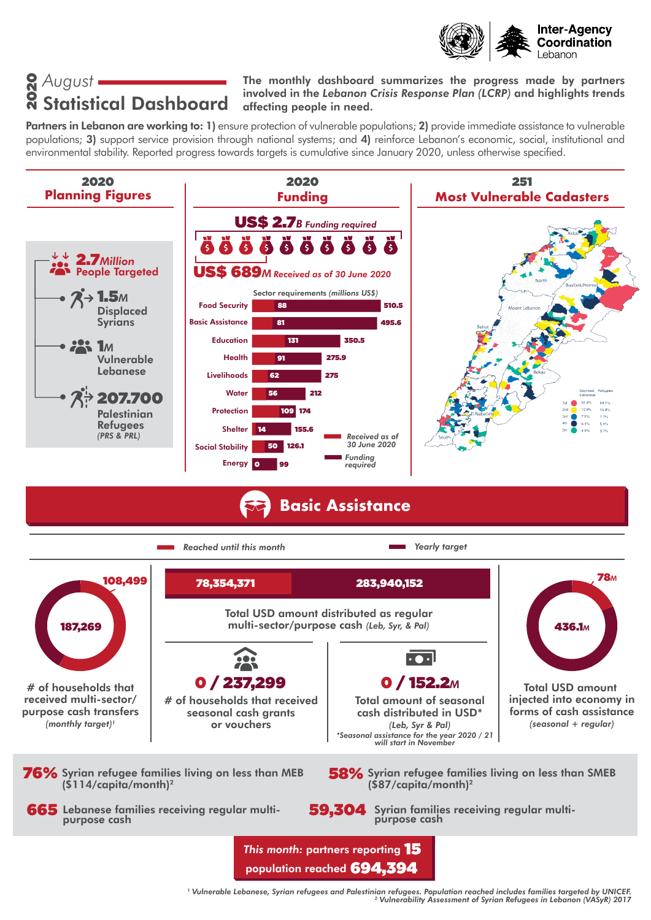Inter-Agency Coordination Lebanon

# 2020 August Statistical Dashboard

**The monthly dashboard summarizes the progress made by partners involved in the *Lebanon Crisis Response Plan (LCRP)* and highlights trends affecting people in need.**

**Partners in Lebanon are working to: 1)** ensure protection of vulnerable populations; **2)** provide immediate assistance to vulnerable populations; **3)** support service provision through national systems; and **4)** reinforce Lebanon's economic, social, institutional and environmental stability. Reported progress towards targets is cumulative since January 2020, unless otherwise specified.

## 2020 Planning Figures

- **2.7** *Million* People Targeted
  - **1.5M** Displaced Syrians
  - **1M** Vulnerable Lebanese
  - **207.700** Palestinian Refugees *(PRS & PRL)*

## 2020 Funding

**US$ 2.7B** *Funding required*

**US$ 689M** *Received as of 30 June 2020*

Sector requirements *(millions US$)*

| Sector | Received as of 30 June 2020 | Funding required |
|---|---|---|
| Food Security | 88 | 510.5 |
| Basic Assistance | 81 | 495.6 |
| Education | 131 | 350.5 |
| Health | 91 | 275.9 |
| Livelihoods | 62 | 275 |
| Water | 56 | 212 |
| Protection | 109 | 174 |
| Shelter | 14 | 155.6 |
| Social Stability | 50 | 126.1 |
| Energy | 0 | 99 |

## 251 Most Vulnerable Cadasters

| | Deprived Lebanese | Refugees |
|---|---|---|
| 1st | 35.8% | 54.1% |
| 2nd | 12.8% | 15.8% |
| 3rd | 7.5% | 7.7% |
| 4th | 5.4% | 5.4% |
| 5th | 4.9% | 3.7% |

## Basic Assistance

*Reached until this month* / *Yearly target*

**108,499** / **187,269** — # of households that received multi-sector/purpose cash transfers *(monthly target)*[1]

**78,354,371** / **283,940,152** — Total USD amount distributed as regular multi-sector/purpose cash *(Leb, Syr, & Pal)*

**0 / 237,299** — # of households that received seasonal cash grants or vouchers

**0 / 152.2M** — Total amount of seasonal cash distributed in USD*
*(Leb, Syr & Pal)*
**Seasonal assistance for the year 2020 / 21 will start in November*

**78M** / **436.1M** — Total USD amount injected into economy in forms of cash assistance *(seasonal + regular)*

**76%** Syrian refugee families living on less than MEB ($114/capita/month)[2]

**58%** Syrian refugee families living on less than SMEB ($87/capita/month)[2]

**665** Lebanese families receiving regular multi-purpose cash

**59,304** Syrian families receiving regular multi-purpose cash

*This month:* partners reporting **15**
population reached **694,394**

[1] *Vulnerable Lebanese, Syrian refugees and Palestinian refugees. Population reached includes families targeted by UNICEF.*
[2] *Vulnerability Assessment of Syrian Refugees in Lebanon (VASyR) 2017*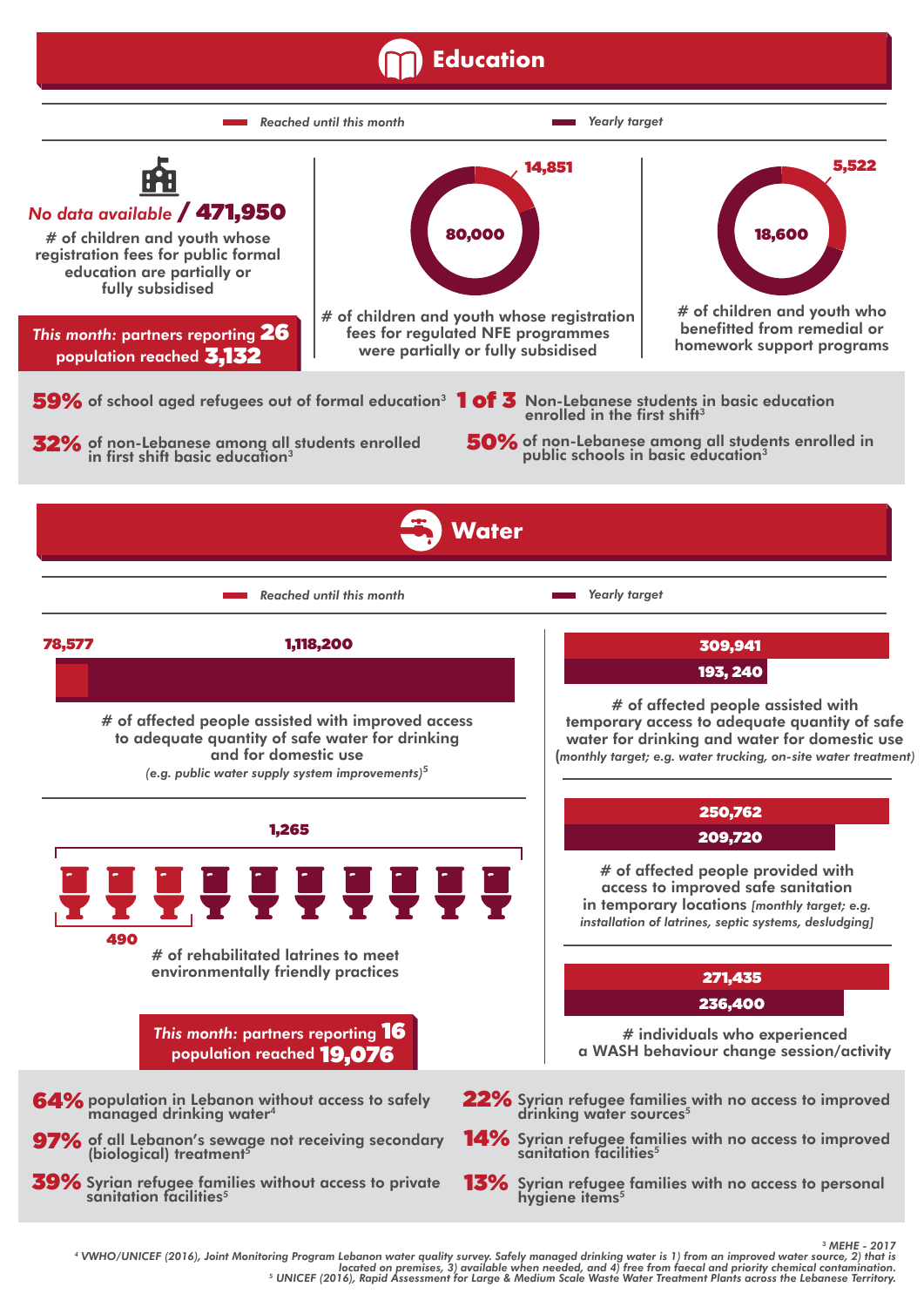# Education

Reached until this month | Yearly target

**No data available / 471,950**

# of children and youth whose registration fees for public formal education are partially or fully subsidised

*This month:* partners reporting **26**
population reached **3,132**

**14,851** / **80,000**

# of children and youth whose registration fees for regulated NFE programmes were partially or fully subsidised

**5,522** / **18,600**

# of children and youth who benefitted from remedial or homework support programs

**59%** of school aged refugees out of formal education[3]

**1 of 3** Non-Lebanese students in basic education enrolled in the first shift[3]

**32%** of non-Lebanese among all students enrolled in first shift basic education[3]

**50%** of non-Lebanese among all students enrolled in public schools in basic education[3]

# Water

Reached until this month | Yearly target

**78,577** / **1,118,200**

# of affected people assisted with improved access to adequate quantity of safe water for drinking and for domestic use
*(e.g. public water supply system improvements)*[5]

**309,941** / **193, 240**

# of affected people assisted with temporary access to adequate quantity of safe water for drinking and water for domestic use
*(monthly target; e.g. water trucking, on-site water treatment)*

**490** / **1,265**

# of rehabilitated latrines to meet environmentally friendly practices

**250,762** / **209,720**

# of affected people provided with access to improved safe sanitation in temporary locations *[monthly target; e.g. installation of latrines, septic systems, desludging]*

**271,435** / **236,400**

# individuals who experienced a WASH behaviour change session/activity

*This month:* partners reporting **16**
population reached **19,076**

**64%** population in Lebanon without access to safely managed drinking water[4]

**97%** of all Lebanon's sewage not receiving secondary (biological) treatment[5]

**39%** Syrian refugee families without access to private sanitation facilities[5]

**22%** Syrian refugee families with no access to improved drinking water sources[5]

**14%** Syrian refugee families with no access to improved sanitation facilities[5]

**13%** Syrian refugee families with no access to personal hygiene items[5]

[3] MEHE - 2017
[4] VWHO/UNICEF (2016), Joint Monitoring Program Lebanon water quality survey. Safely managed drinking water is 1) from an improved water source, 2) that is located on premises, 3) available when needed, and 4) free from faecal and priority chemical contamination.
[5] UNICEF (2016), Rapid Assessment for Large & Medium Scale Waste Water Treatment Plants across the Lebanese Territory.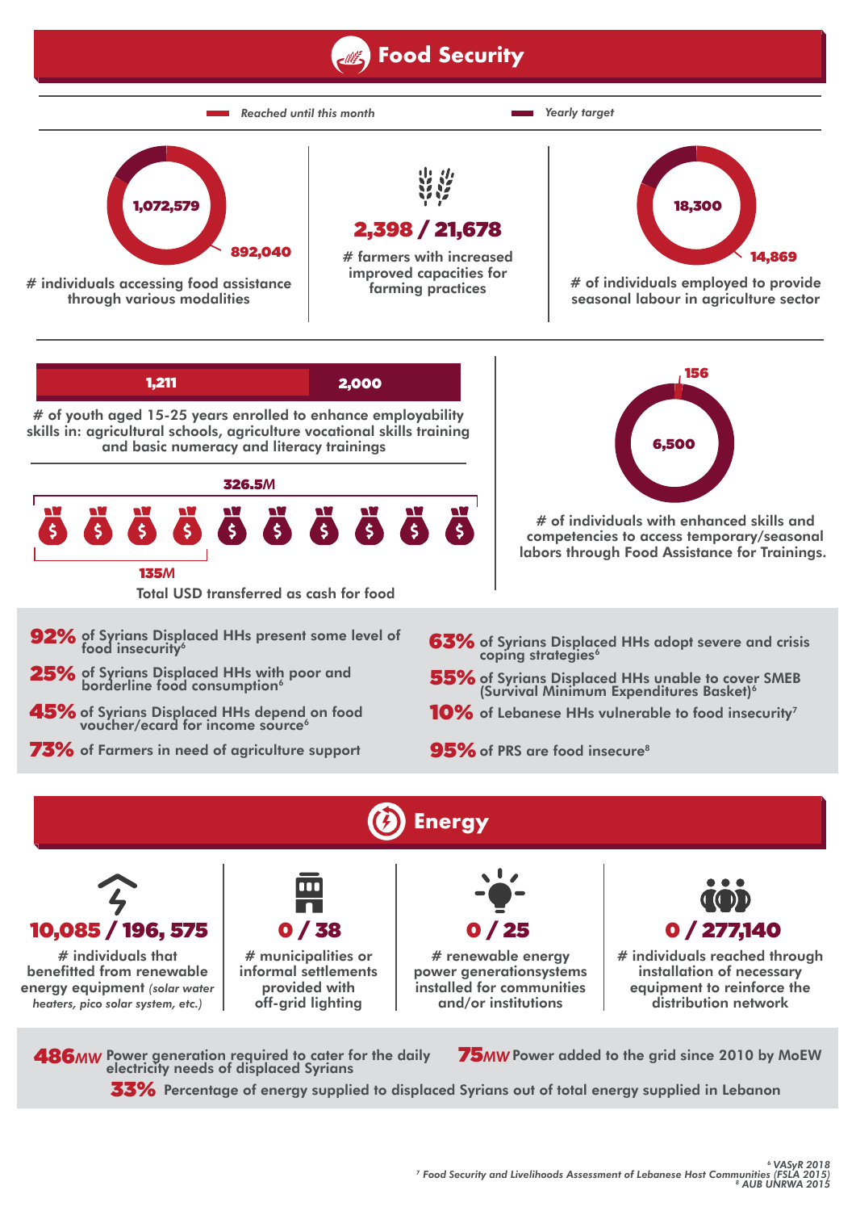# Food Security

Reached until this month — Yearly target

**1,072,579** / **892,040**
# individuals accessing food assistance through various modalities

**2,398 / 21,678**
# farmers with increased improved capacities for farming practices

**18,300** / **14,869**
# of individuals employed to provide seasonal labour in agriculture sector

**1,211** / **2,000**
# of youth aged 15-25 years enrolled to enhance employability skills in: agricultural schools, agriculture vocational skills training and basic numeracy and literacy trainings

**156** / **6,500**
# of individuals with enhanced skills and competencies to access temporary/seasonal labors through Food Assistance for Trainings.

**326.5M** / **135M**
Total USD transferred as cash for food

- **92%** of Syrians Displaced HHs present some level of food insecurity[6]
- **25%** of Syrians Displaced HHs with poor and borderline food consumption[6]
- **45%** of Syrians Displaced HHs depend on food voucher/ecard for income source[6]
- **73%** of Farmers in need of agriculture support
- **63%** of Syrians Displaced HHs adopt severe and crisis coping strategies[6]
- **55%** of Syrians Displaced HHs unable to cover SMEB (Survival Minimum Expenditures Basket)[6]
- **10%** of Lebanese HHs vulnerable to food insecurity[7]
- **95%** of PRS are food insecure[8]

# Energy

**10,085 / 196, 575**
# individuals that benefitted from renewable energy equipment *(solar water heaters, pico solar system, etc.)*

**0 / 38**
# municipalities or informal settlements provided with off-grid lighting

**0 / 25**
# renewable energy power generationsystems installed for communities and/or institutions

**0 / 277,140**
# individuals reached through installation of necessary equipment to reinforce the distribution network

- **486MW** Power generation required to cater for the daily electricity needs of displaced Syrians
- **75MW** Power added to the grid since 2010 by MoEW
- **33%** Percentage of energy supplied to displaced Syrians out of total energy supplied in Lebanon

*[6] VASyR 2018*
*[7] Food Security and Livelihoods Assessment of Lebanese Host Communities (FSLA 2015)*
*[8] AUB UNRWA 2015*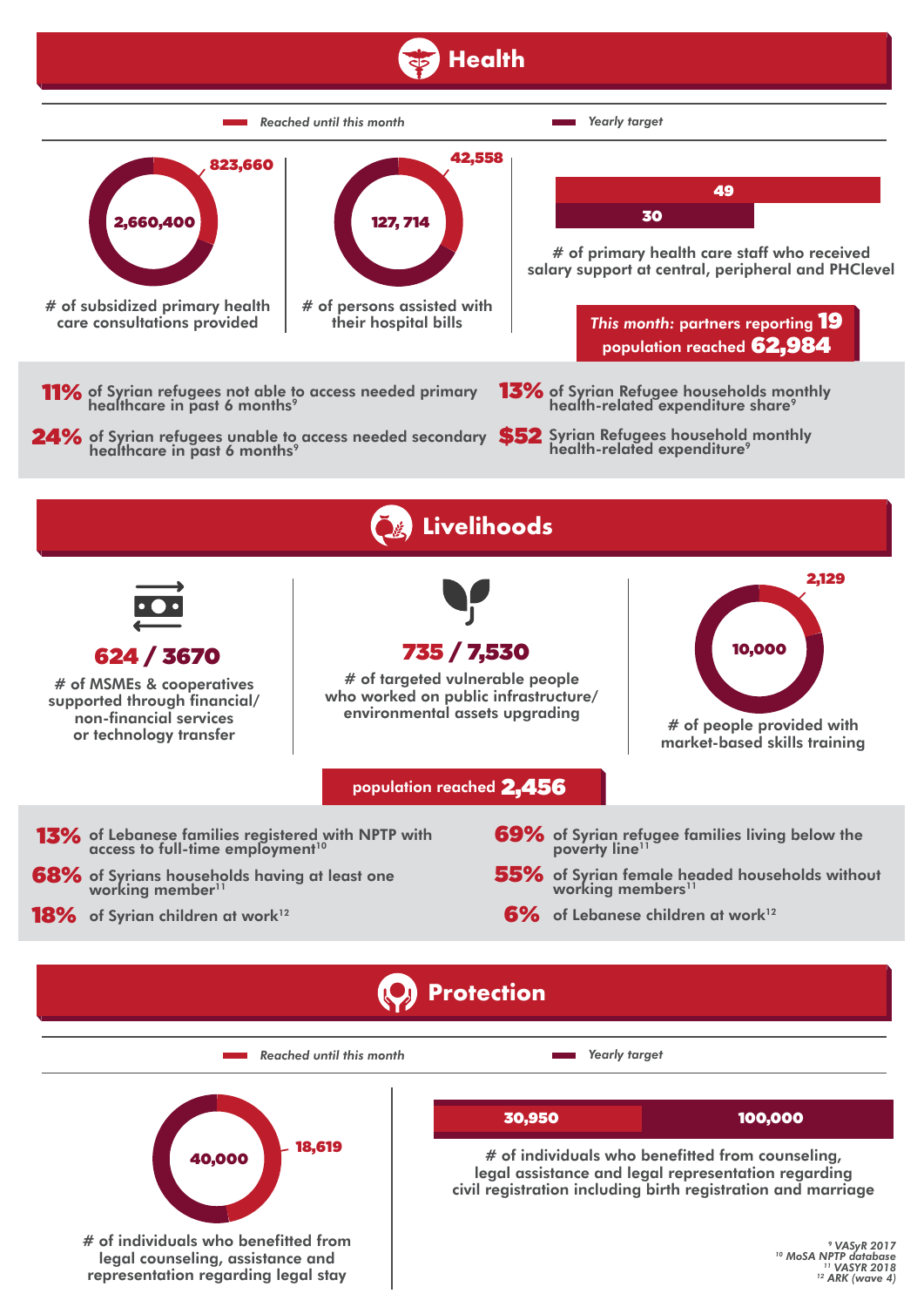# Health

Reached until this month | Yearly target

**823,660** / **2,660,400**

# of subsidized primary health care consultations provided

**42,558** / **127, 714**

# of persons assisted with their hospital bills

**30** / **49**

# of primary health care staff who received salary support at central, peripheral and PHClevel

*This month:* partners reporting **19**
population reached **62,984**

- **11%** of Syrian refugees not able to access needed primary healthcare in past 6 months[9]
- **24%** of Syrian refugees unable to access needed secondary healthcare in past 6 months[9]
- **13%** of Syrian Refugee households monthly health-related expenditure share[9]
- **$52** Syrian Refugees household monthly health-related expenditure[9]

# Livelihoods

**624 / 3670**

# of MSMEs & cooperatives supported through financial/ non-financial services or technology transfer

**735 / 7,530**

# of targeted vulnerable people who worked on public infrastructure/ environmental assets upgrading

**2,129** / **10,000**

# of people provided with market-based skills training

population reached **2,456**

- **13%** of Lebanese families registered with NPTP with access to full-time employment[10]
- **68%** of Syrians households having at least one working member[11]
- **18%** of Syrian children at work[12]
- **69%** of Syrian refugee families living below the poverty line[11]
- **55%** of Syrian female headed households without working members[11]
- **6%** of Lebanese children at work[12]

# Protection

Reached until this month | Yearly target

**18,619** / **40,000**

# of individuals who benefitted from legal counseling, assistance and representation regarding legal stay

**30,950** / **100,000**

# of individuals who benefitted from counseling, legal assistance and legal representation regarding civil registration including birth registration and marriage

[9] VASyR 2017
[10] MoSA NPTP database
[11] VASYR 2018
[12] ARK (wave 4)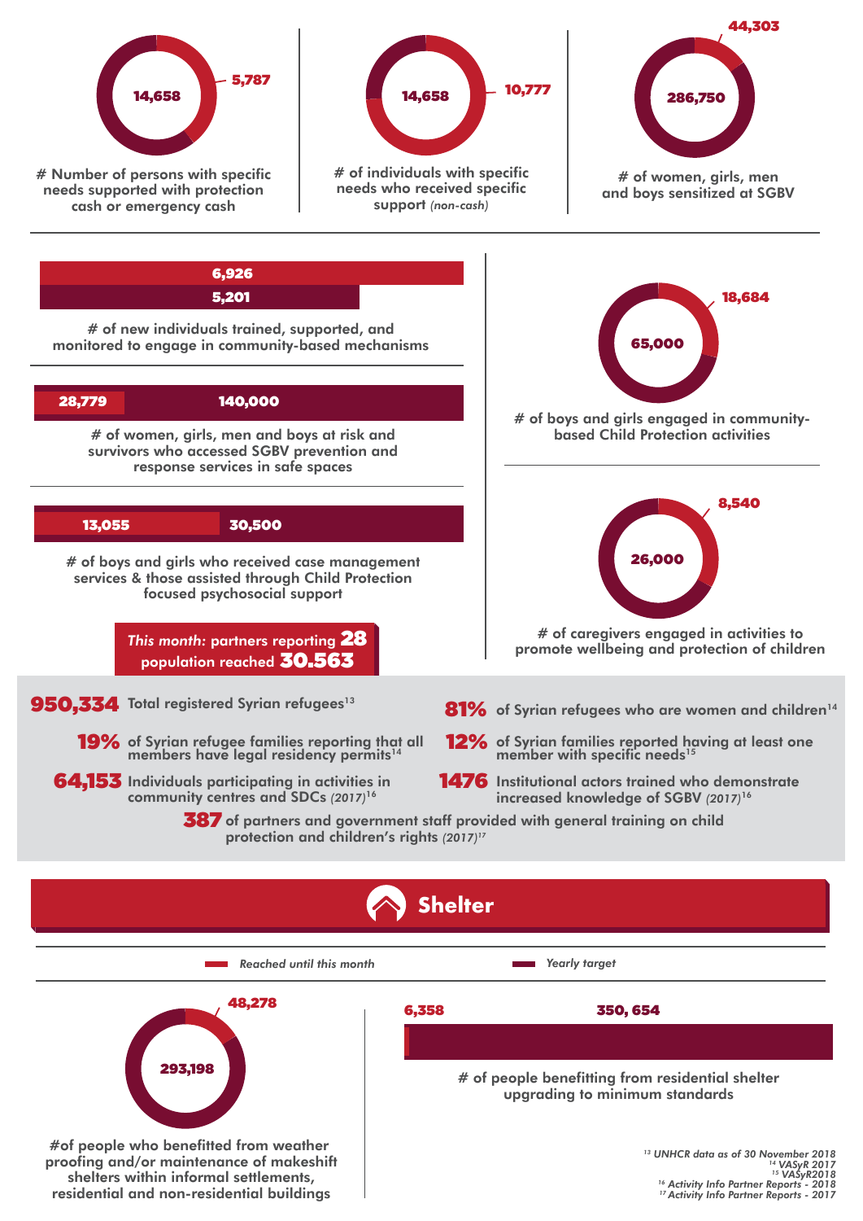| Indicator | Reached until this month | Yearly target |
|---|---|---|
| # Number of persons with specific needs supported with protection cash or emergency cash | 5,787 | 14,658 |
| # of individuals with specific needs who received specific support *(non-cash)* | 10,777 | 14,658 |
| # of women, girls, men and boys sensitized at SGBV | 44,303 | 286,750 |
| # of new individuals trained, supported, and monitored to engage in community-based mechanisms | 6,926 | 5,201 |
| # of women, girls, men and boys at risk and survivors who accessed SGBV prevention and response services in safe spaces | 28,779 | 140,000 |
| # of boys and girls who received case management services & those assisted through Child Protection focused psychosocial support | 13,055 | 30,500 |
| # of boys and girls engaged in community-based Child Protection activities | 18,684 | 65,000 |
| # of caregivers engaged in activities to promote wellbeing and protection of children | 8,540 | 26,000 |

*This month:* partners reporting **28** population reached **30.563**

**950,334** Total registered Syrian refugees[13]

**81%** of Syrian refugees who are women and children[14]

**19%** of Syrian refugee families reporting that all members have legal residency permits[14]

**12%** of Syrian families reported having at least one member with specific needs[15]

**64,153** Individuals participating in activities in community centres and SDCs *(2017)*[16]

**1476** Institutional actors trained who demonstrate increased knowledge of SGBV *(2017)*[16]

**387** of partners and government staff provided with general training on child protection and children's rights *(2017)*[17]

## Shelter

| Indicator | Reached until this month | Yearly target |
|---|---|---|
| #of people who benefitted from weather proofing and/or maintenance of makeshift shelters within informal settlements, residential and non-residential buildings | 48,278 | 293,198 |
| # of people benefitting from residential shelter upgrading to minimum standards | 6,358 | 350, 654 |

[13] UNHCR data as of 30 November 2018
[14] VASyR 2017
[15] VASyR2018
[16] Activity Info Partner Reports - 2018
[17] Activity Info Partner Reports - 2017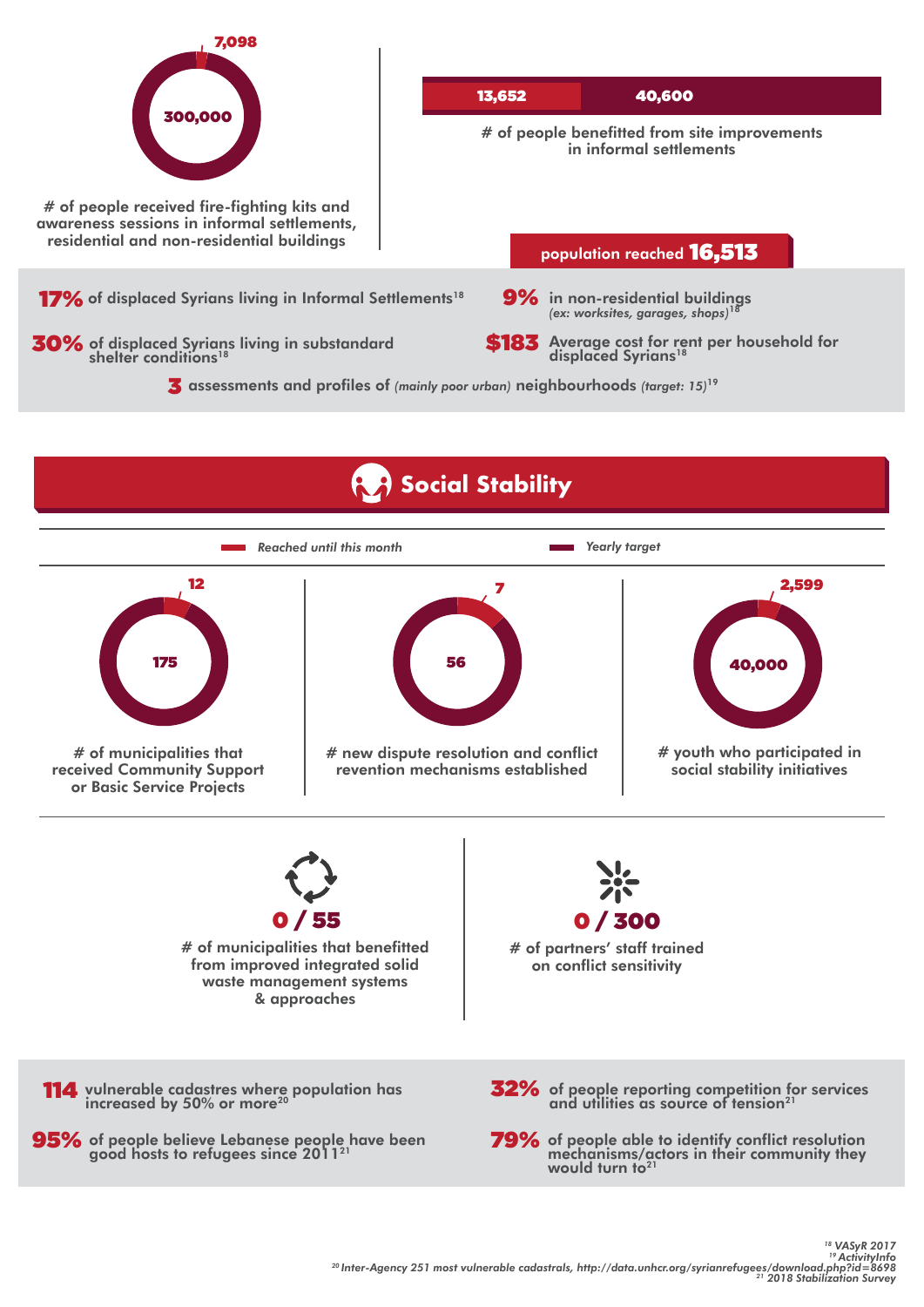7,098

300,000

# of people received fire-fighting kits and awareness sessions in informal settlements, residential and non-residential buildings

13,652

40,600

# of people benefitted from site improvements in informal settlements

population reached **16,513**

**17%** of displaced Syrians living in Informal Settlements[18]

**9%** in non-residential buildings *(ex: worksites, garages, shops)*[18]

**30%** of displaced Syrians living in substandard shelter conditions[18]

**$183** Average cost for rent per household for displaced Syrians[18]

**3** assessments and profiles of *(mainly poor urban)* neighbourhoods *(target: 15)*[19]

## Social Stability

*Reached until this month*

*Yearly target*

12

175

# of municipalities that received Community Support or Basic Service Projects

7

56

# new dispute resolution and conflict revention mechanisms established

2,599

40,000

# youth who participated in social stability initiatives

**0 / 55**

# of municipalities that benefitted from improved integrated solid waste management systems & approaches

**0 / 300**

# of partners' staff trained on conflict sensitivity

**114** vulnerable cadastres where population has increased by 50% or more[20]

**32%** of people reporting competition for services and utilities as source of tension[21]

**95%** of people believe Lebanese people have been good hosts to refugees since 2011[21]

**79%** of people able to identify conflict resolution mechanisms/actors in their community they would turn to[21]

[18] *VASyR 2017*
[19] *ActivityInfo*
[20] *Inter-Agency 251 most vulnerable cadastrals, http://data.unhcr.org/syrianrefugees/download.php?id=8698*
[21] *2018 Stabilization Survey*